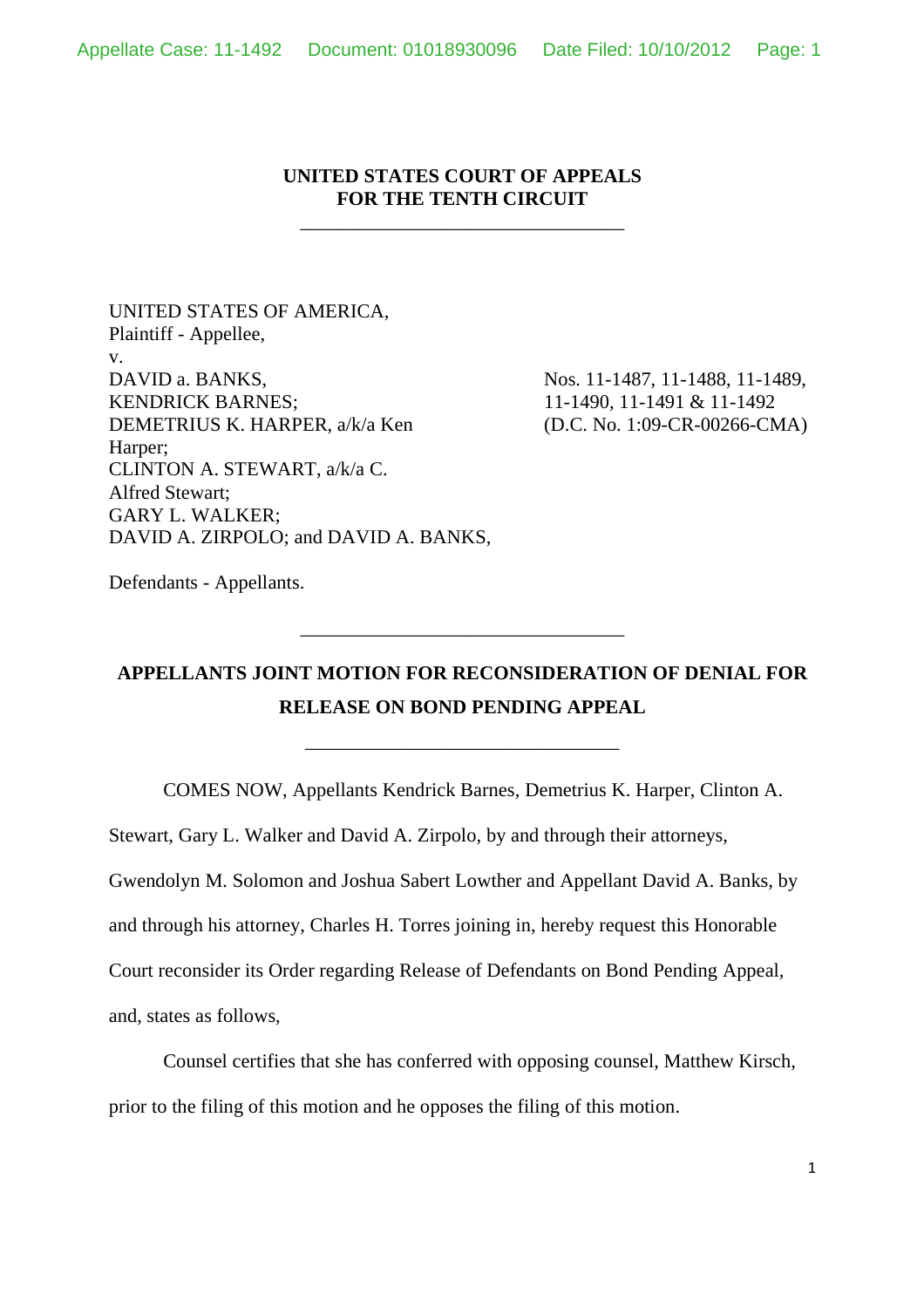**UNITED STATES COURT OF APPEALS**
**FOR THE TENTH CIRCUIT**

---

UNITED STATES OF AMERICA,
Plaintiff - Appellee,
v.
DAVID a. BANKS,
KENDRICK BARNES;
DEMETRIUS K. HARPER, a/k/a Ken Harper;
CLINTON A. STEWART, a/k/a C. Alfred Stewart;
GARY L. WALKER;
DAVID A. ZIRPOLO; and DAVID A. BANKS,

Defendants - Appellants.

Nos. 11-1487, 11-1488, 11-1489, 11-1490, 11-1491 & 11-1492
(D.C. No. 1:09-CR-00266-CMA)

---

**APPELLANTS JOINT MOTION FOR RECONSIDERATION OF DENIAL FOR RELEASE ON BOND PENDING APPEAL**

---

COMES NOW, Appellants Kendrick Barnes, Demetrius K. Harper, Clinton A. Stewart, Gary L. Walker and David A. Zirpolo, by and through their attorneys, Gwendolyn M. Solomon and Joshua Sabert Lowther and Appellant David A. Banks, by and through his attorney, Charles H. Torres joining in, hereby request this Honorable Court reconsider its Order regarding Release of Defendants on Bond Pending Appeal, and, states as follows,

Counsel certifies that she has conferred with opposing counsel, Matthew Kirsch, prior to the filing of this motion and he opposes the filing of this motion.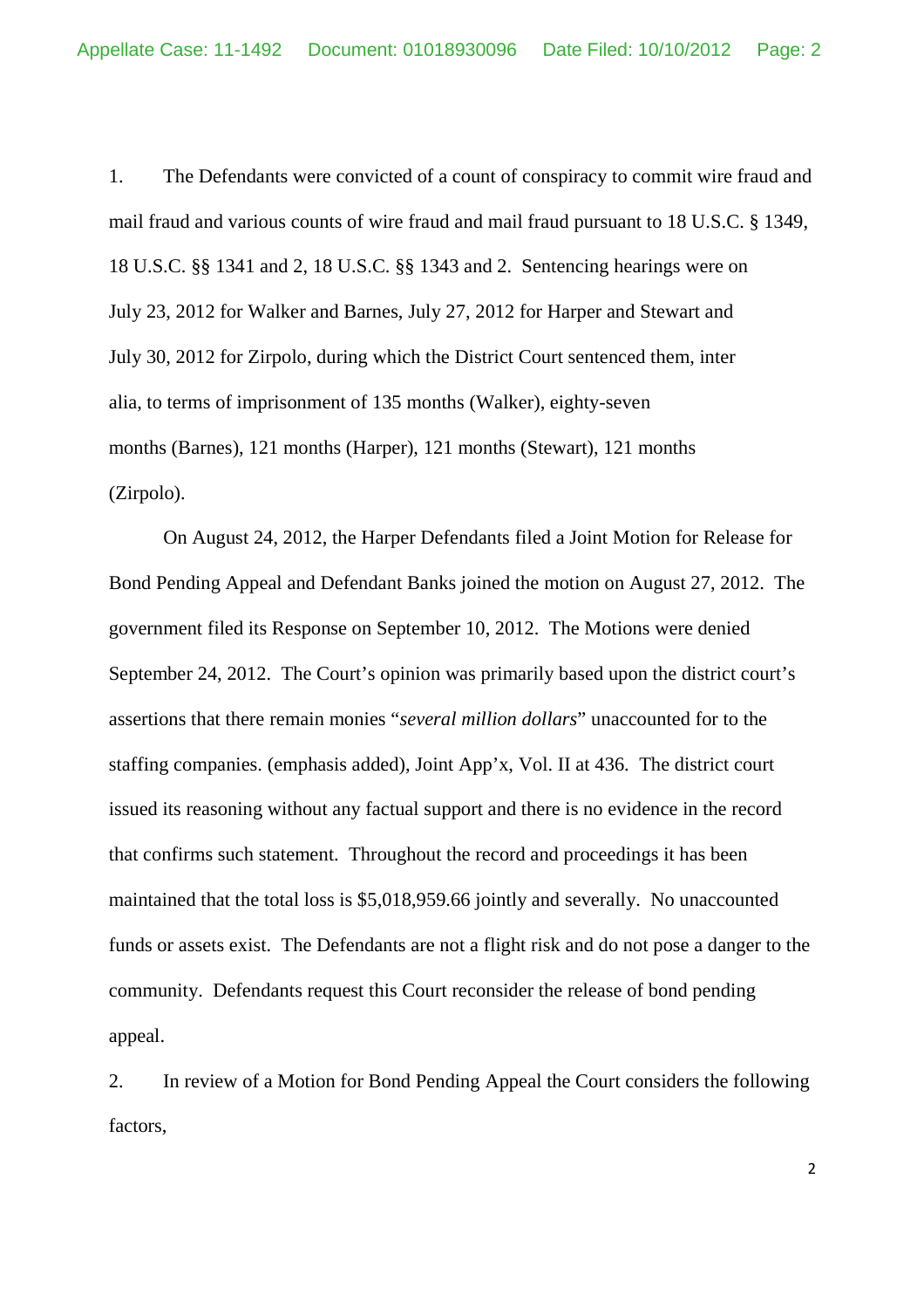1. The Defendants were convicted of a count of conspiracy to commit wire fraud and mail fraud and various counts of wire fraud and mail fraud pursuant to 18 U.S.C. § 1349, 18 U.S.C. §§ 1341 and 2, 18 U.S.C. §§ 1343 and 2. Sentencing hearings were on July 23, 2012 for Walker and Barnes, July 27, 2012 for Harper and Stewart and July 30, 2012 for Zirpolo, during which the District Court sentenced them, inter alia, to terms of imprisonment of 135 months (Walker), eighty-seven months (Barnes), 121 months (Harper), 121 months (Stewart), 121 months (Zirpolo).

On August 24, 2012, the Harper Defendants filed a Joint Motion for Release for Bond Pending Appeal and Defendant Banks joined the motion on August 27, 2012. The government filed its Response on September 10, 2012. The Motions were denied September 24, 2012. The Court's opinion was primarily based upon the district court's assertions that there remain monies "*several million dollars*" unaccounted for to the staffing companies. (emphasis added), Joint App'x, Vol. II at 436. The district court issued its reasoning without any factual support and there is no evidence in the record that confirms such statement. Throughout the record and proceedings it has been maintained that the total loss is $5,018,959.66 jointly and severally. No unaccounted funds or assets exist. The Defendants are not a flight risk and do not pose a danger to the community. Defendants request this Court reconsider the release of bond pending appeal.

2. In review of a Motion for Bond Pending Appeal the Court considers the following factors,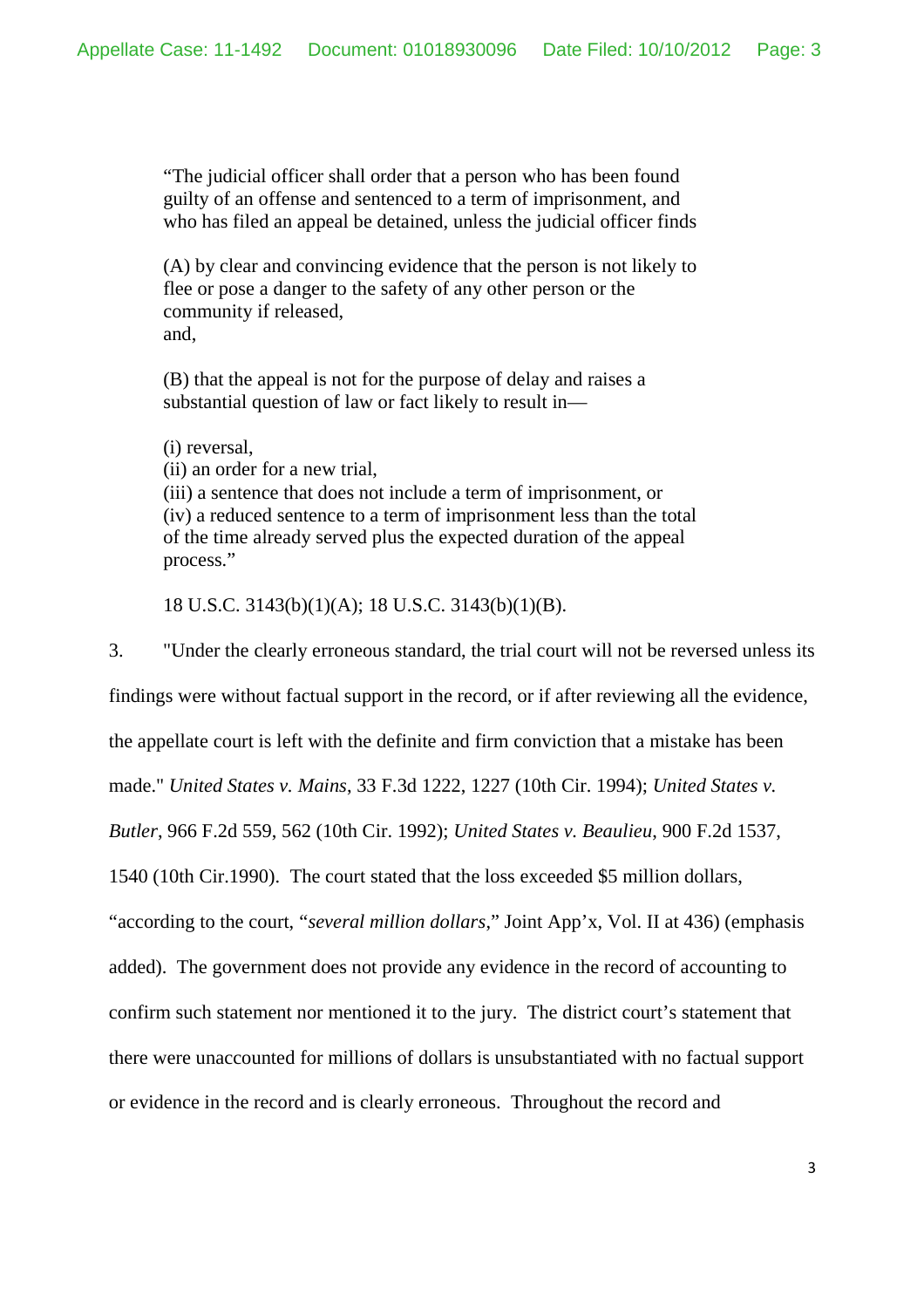> "The judicial officer shall order that a person who has been found guilty of an offense and sentenced to a term of imprisonment, and who has filed an appeal be detained, unless the judicial officer finds
>
> (A) by clear and convincing evidence that the person is not likely to flee or pose a danger to the safety of any other person or the community if released,
> and,
>
> (B) that the appeal is not for the purpose of delay and raises a substantial question of law or fact likely to result in—
>
> (i) reversal,
> (ii) an order for a new trial,
> (iii) a sentence that does not include a term of imprisonment, or
> (iv) a reduced sentence to a term of imprisonment less than the total of the time already served plus the expected duration of the appeal process."
>
> 18 U.S.C. 3143(b)(1)(A); 18 U.S.C. 3143(b)(1)(B).

3. "Under the clearly erroneous standard, the trial court will not be reversed unless its findings were without factual support in the record, or if after reviewing all the evidence, the appellate court is left with the definite and firm conviction that a mistake has been made." *United States v. Mains*, 33 F.3d 1222, 1227 (10th Cir. 1994); *United States v. Butler*, 966 F.2d 559, 562 (10th Cir. 1992); *United States v. Beaulieu*, 900 F.2d 1537, 1540 (10th Cir.1990). The court stated that the loss exceeded $5 million dollars, "according to the court, "*several million dollars*," Joint App'x, Vol. II at 436) (emphasis added). The government does not provide any evidence in the record of accounting to confirm such statement nor mentioned it to the jury. The district court's statement that there were unaccounted for millions of dollars is unsubstantiated with no factual support or evidence in the record and is clearly erroneous. Throughout the record and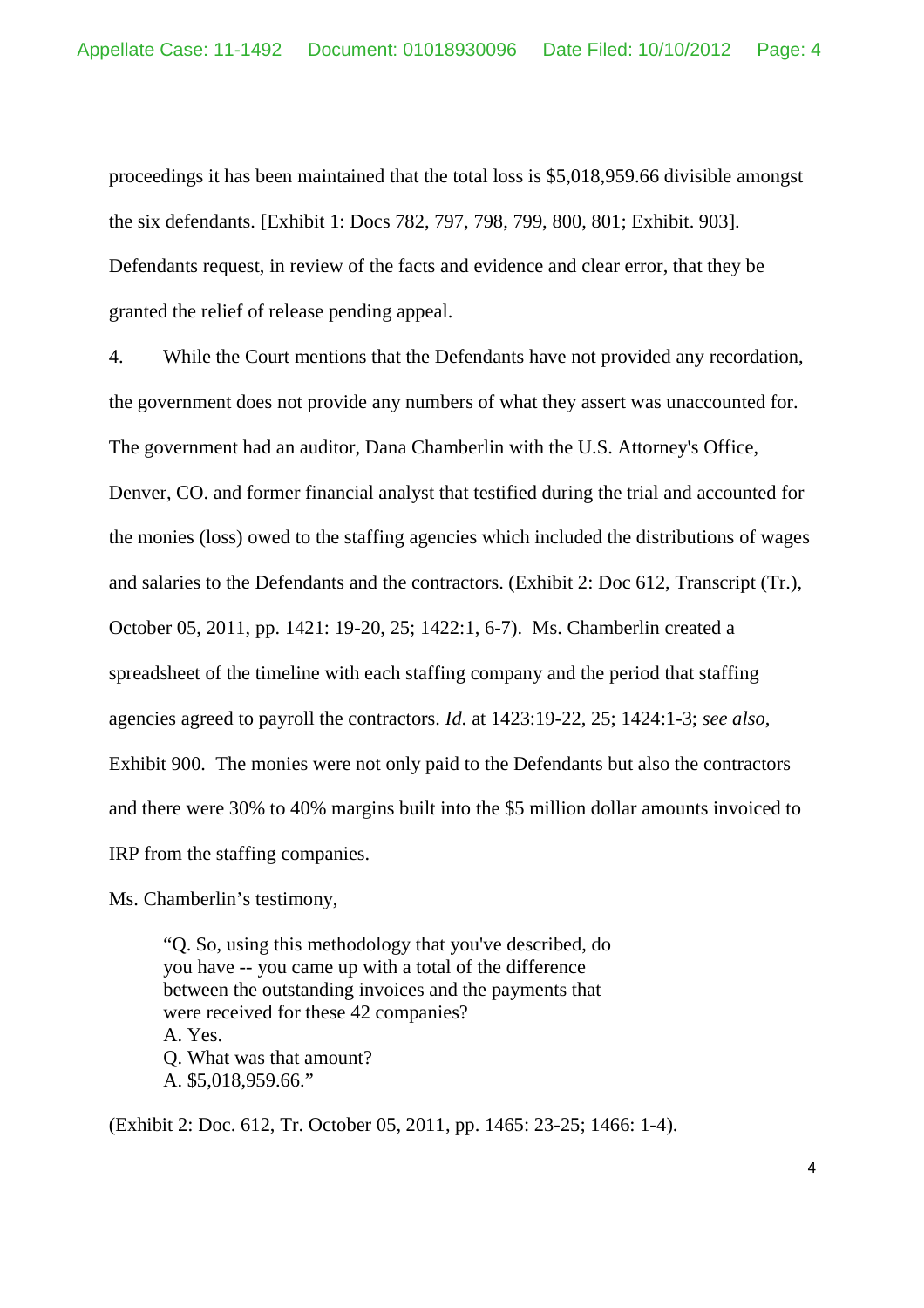proceedings it has been maintained that the total loss is $5,018,959.66 divisible amongst the six defendants. [Exhibit 1: Docs 782, 797, 798, 799, 800, 801; Exhibit. 903]. Defendants request, in review of the facts and evidence and clear error, that they be granted the relief of release pending appeal.

4. While the Court mentions that the Defendants have not provided any recordation, the government does not provide any numbers of what they assert was unaccounted for. The government had an auditor, Dana Chamberlin with the U.S. Attorney's Office, Denver, CO. and former financial analyst that testified during the trial and accounted for the monies (loss) owed to the staffing agencies which included the distributions of wages and salaries to the Defendants and the contractors. (Exhibit 2: Doc 612, Transcript (Tr.), October 05, 2011, pp. 1421: 19-20, 25; 1422:1, 6-7). Ms. Chamberlin created a spreadsheet of the timeline with each staffing company and the period that staffing agencies agreed to payroll the contractors. *Id.* at 1423:19-22, 25; 1424:1-3; *see also*, Exhibit 900. The monies were not only paid to the Defendants but also the contractors and there were 30% to 40% margins built into the $5 million dollar amounts invoiced to IRP from the staffing companies.

Ms. Chamberlin's testimony,

> "Q. So, using this methodology that you've described, do you have -- you came up with a total of the difference between the outstanding invoices and the payments that were received for these 42 companies?
> A. Yes.
> Q. What was that amount?
> A. $5,018,959.66."

(Exhibit 2: Doc. 612, Tr. October 05, 2011, pp. 1465: 23-25; 1466: 1-4).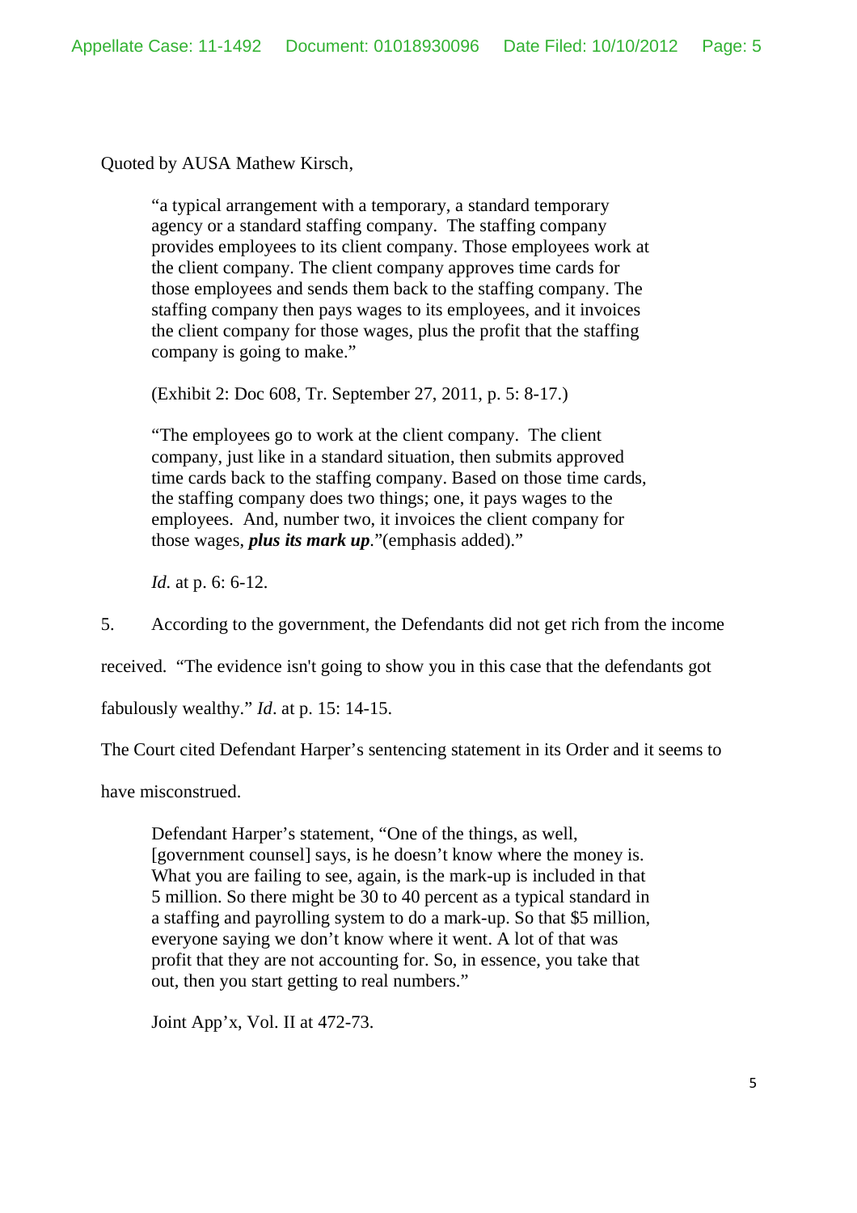Quoted by AUSA Mathew Kirsch,

> "a typical arrangement with a temporary, a standard temporary agency or a standard staffing company. The staffing company provides employees to its client company. Those employees work at the client company. The client company approves time cards for those employees and sends them back to the staffing company. The staffing company then pays wages to its employees, and it invoices the client company for those wages, plus the profit that the staffing company is going to make."
>
> (Exhibit 2: Doc 608, Tr. September 27, 2011, p. 5: 8-17.)
>
> "The employees go to work at the client company. The client company, just like in a standard situation, then submits approved time cards back to the staffing company. Based on those time cards, the staffing company does two things; one, it pays wages to the employees. And, number two, it invoices the client company for those wages, ***plus its mark up***."(emphasis added)."
>
> *Id.* at p. 6: 6-12.

5. According to the government, the Defendants did not get rich from the income received. "The evidence isn't going to show you in this case that the defendants got fabulously wealthy." *Id*. at p. 15: 14-15.

The Court cited Defendant Harper's sentencing statement in its Order and it seems to have misconstrued.

> Defendant Harper's statement, "One of the things, as well, [government counsel] says, is he doesn't know where the money is. What you are failing to see, again, is the mark-up is included in that 5 million. So there might be 30 to 40 percent as a typical standard in a staffing and payrolling system to do a mark-up. So that $5 million, everyone saying we don't know where it went. A lot of that was profit that they are not accounting for. So, in essence, you take that out, then you start getting to real numbers."
>
> Joint App'x, Vol. II at 472-73.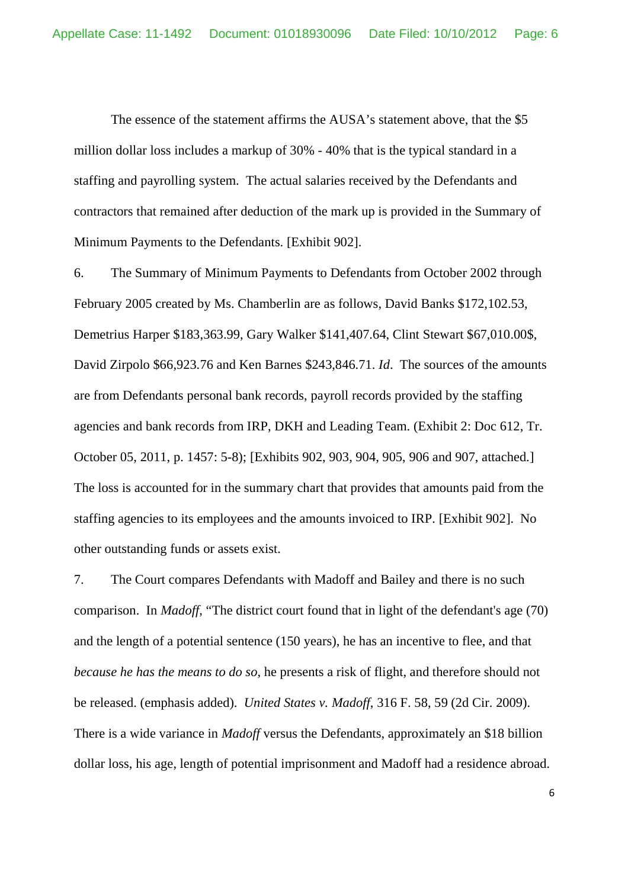The essence of the statement affirms the AUSA's statement above, that the $5 million dollar loss includes a markup of 30% - 40% that is the typical standard in a staffing and payrolling system. The actual salaries received by the Defendants and contractors that remained after deduction of the mark up is provided in the Summary of Minimum Payments to the Defendants. [Exhibit 902].

6. The Summary of Minimum Payments to Defendants from October 2002 through February 2005 created by Ms. Chamberlin are as follows, David Banks $172,102.53, Demetrius Harper $183,363.99, Gary Walker $141,407.64, Clint Stewart $67,010.00$, David Zirpolo $66,923.76 and Ken Barnes $243,846.71. *Id*. The sources of the amounts are from Defendants personal bank records, payroll records provided by the staffing agencies and bank records from IRP, DKH and Leading Team. (Exhibit 2: Doc 612, Tr. October 05, 2011, p. 1457: 5-8); [Exhibits 902, 903, 904, 905, 906 and 907, attached.] The loss is accounted for in the summary chart that provides that amounts paid from the staffing agencies to its employees and the amounts invoiced to IRP. [Exhibit 902]. No other outstanding funds or assets exist.

7. The Court compares Defendants with Madoff and Bailey and there is no such comparison. In *Madoff*, "The district court found that in light of the defendant's age (70) and the length of a potential sentence (150 years), he has an incentive to flee, and that *because he has the means to do so*, he presents a risk of flight, and therefore should not be released. (emphasis added). *United States v. Madoff*, 316 F. 58, 59 (2d Cir. 2009). There is a wide variance in *Madoff* versus the Defendants, approximately an $18 billion dollar loss, his age, length of potential imprisonment and Madoff had a residence abroad.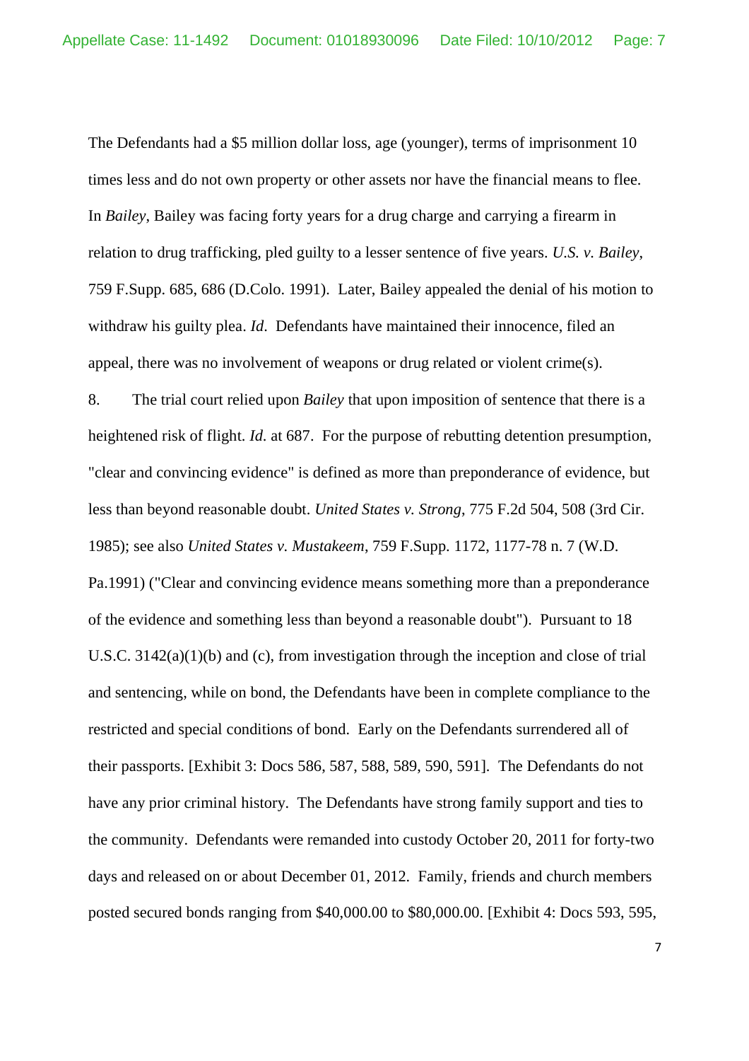The Defendants had a $5 million dollar loss, age (younger), terms of imprisonment 10 times less and do not own property or other assets nor have the financial means to flee. In *Bailey*, Bailey was facing forty years for a drug charge and carrying a firearm in relation to drug trafficking, pled guilty to a lesser sentence of five years. *U.S. v. Bailey*, 759 F.Supp. 685, 686 (D.Colo. 1991). Later, Bailey appealed the denial of his motion to withdraw his guilty plea. *Id*. Defendants have maintained their innocence, filed an appeal, there was no involvement of weapons or drug related or violent crime(s).

8. The trial court relied upon *Bailey* that upon imposition of sentence that there is a heightened risk of flight. *Id*. at 687. For the purpose of rebutting detention presumption, "clear and convincing evidence" is defined as more than preponderance of evidence, but less than beyond reasonable doubt. *United States v. Strong*, 775 F.2d 504, 508 (3rd Cir. 1985); see also *United States v. Mustakeem*, 759 F.Supp. 1172, 1177-78 n. 7 (W.D. Pa.1991) ("Clear and convincing evidence means something more than a preponderance of the evidence and something less than beyond a reasonable doubt"). Pursuant to 18 U.S.C. 3142(a)(1)(b) and (c), from investigation through the inception and close of trial and sentencing, while on bond, the Defendants have been in complete compliance to the restricted and special conditions of bond. Early on the Defendants surrendered all of their passports. [Exhibit 3: Docs 586, 587, 588, 589, 590, 591]. The Defendants do not have any prior criminal history. The Defendants have strong family support and ties to the community. Defendants were remanded into custody October 20, 2011 for forty-two days and released on or about December 01, 2012. Family, friends and church members posted secured bonds ranging from $40,000.00 to $80,000.00. [Exhibit 4: Docs 593, 595,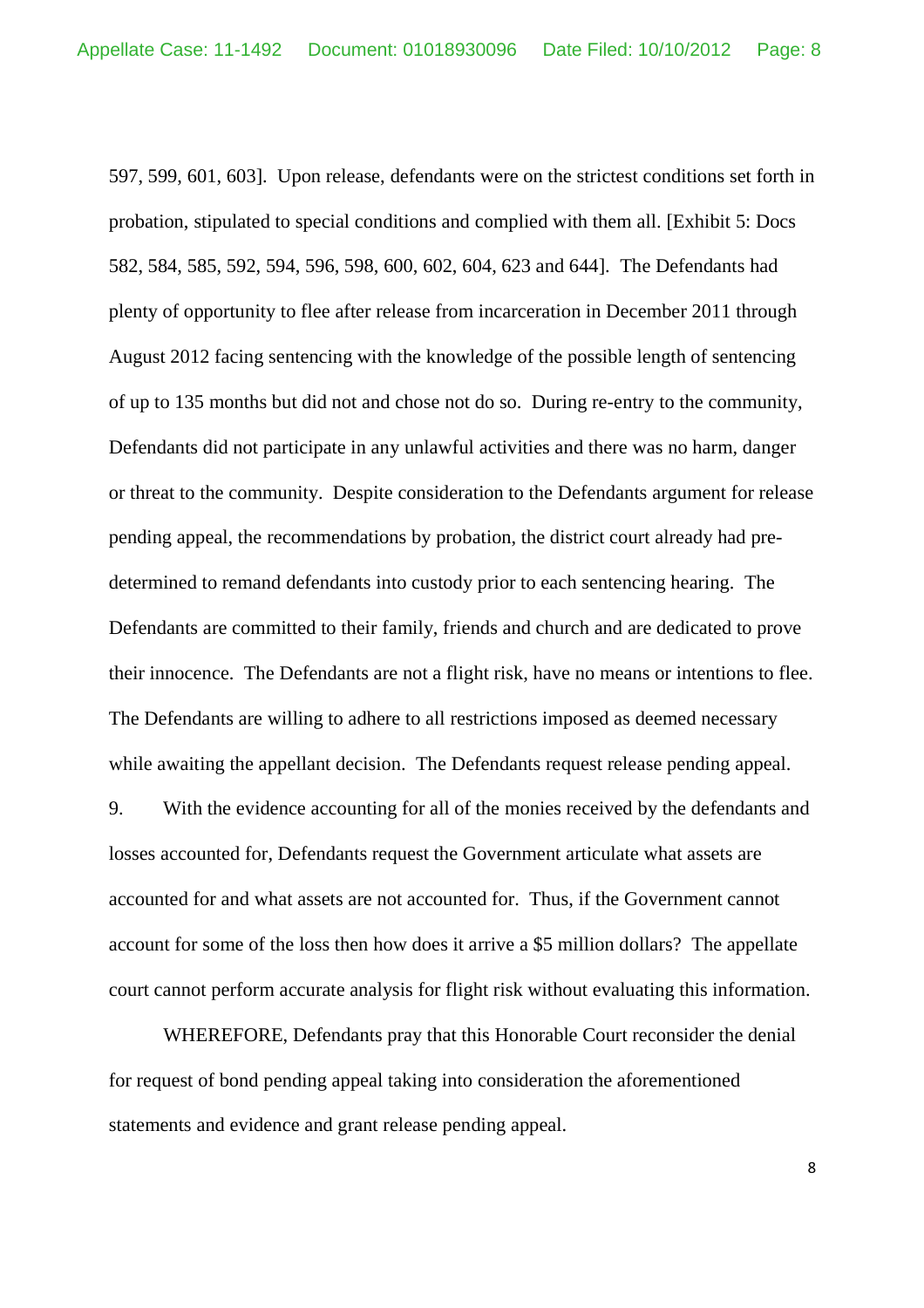597, 599, 601, 603]. Upon release, defendants were on the strictest conditions set forth in probation, stipulated to special conditions and complied with them all. [Exhibit 5: Docs 582, 584, 585, 592, 594, 596, 598, 600, 602, 604, 623 and 644]. The Defendants had plenty of opportunity to flee after release from incarceration in December 2011 through August 2012 facing sentencing with the knowledge of the possible length of sentencing of up to 135 months but did not and chose not do so. During re-entry to the community, Defendants did not participate in any unlawful activities and there was no harm, danger or threat to the community. Despite consideration to the Defendants argument for release pending appeal, the recommendations by probation, the district court already had pre-determined to remand defendants into custody prior to each sentencing hearing. The Defendants are committed to their family, friends and church and are dedicated to prove their innocence. The Defendants are not a flight risk, have no means or intentions to flee. The Defendants are willing to adhere to all restrictions imposed as deemed necessary while awaiting the appellant decision. The Defendants request release pending appeal.

9. With the evidence accounting for all of the monies received by the defendants and losses accounted for, Defendants request the Government articulate what assets are accounted for and what assets are not accounted for. Thus, if the Government cannot account for some of the loss then how does it arrive a $5 million dollars? The appellate court cannot perform accurate analysis for flight risk without evaluating this information.

WHEREFORE, Defendants pray that this Honorable Court reconsider the denial for request of bond pending appeal taking into consideration the aforementioned statements and evidence and grant release pending appeal.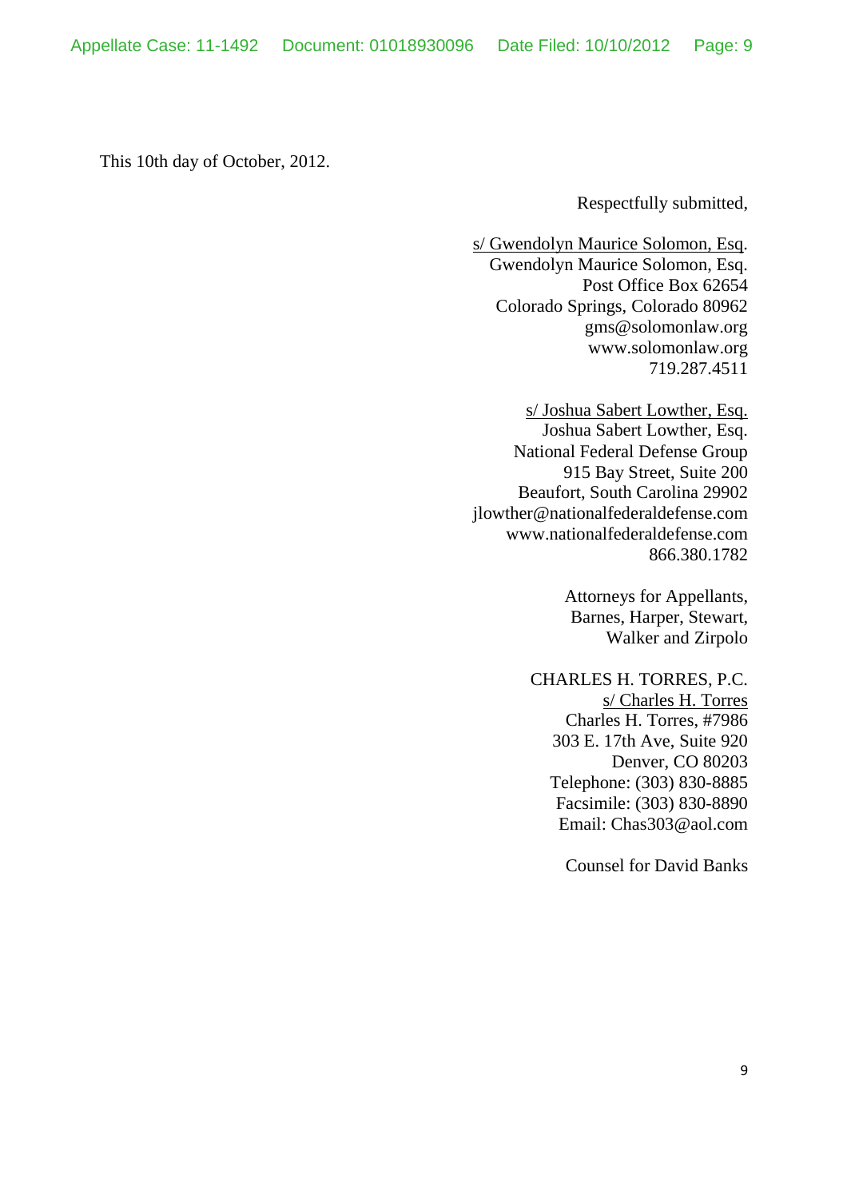This 10th day of October, 2012.

Respectfully submitted,

s/ Gwendolyn Maurice Solomon, Esq.
Gwendolyn Maurice Solomon, Esq.
Post Office Box 62654
Colorado Springs, Colorado 80962
gms@solomonlaw.org
www.solomonlaw.org
719.287.4511

s/ Joshua Sabert Lowther, Esq.
Joshua Sabert Lowther, Esq.
National Federal Defense Group
915 Bay Street, Suite 200
Beaufort, South Carolina 29902
jlowther@nationalfederaldefense.com
www.nationalfederaldefense.com
866.380.1782

Attorneys for Appellants,
Barnes, Harper, Stewart,
Walker and Zirpolo

CHARLES H. TORRES, P.C.
s/ Charles H. Torres
Charles H. Torres, #7986
303 E. 17th Ave, Suite 920
Denver, CO 80203
Telephone: (303) 830-8885
Facsimile: (303) 830-8890
Email: Chas303@aol.com

Counsel for David Banks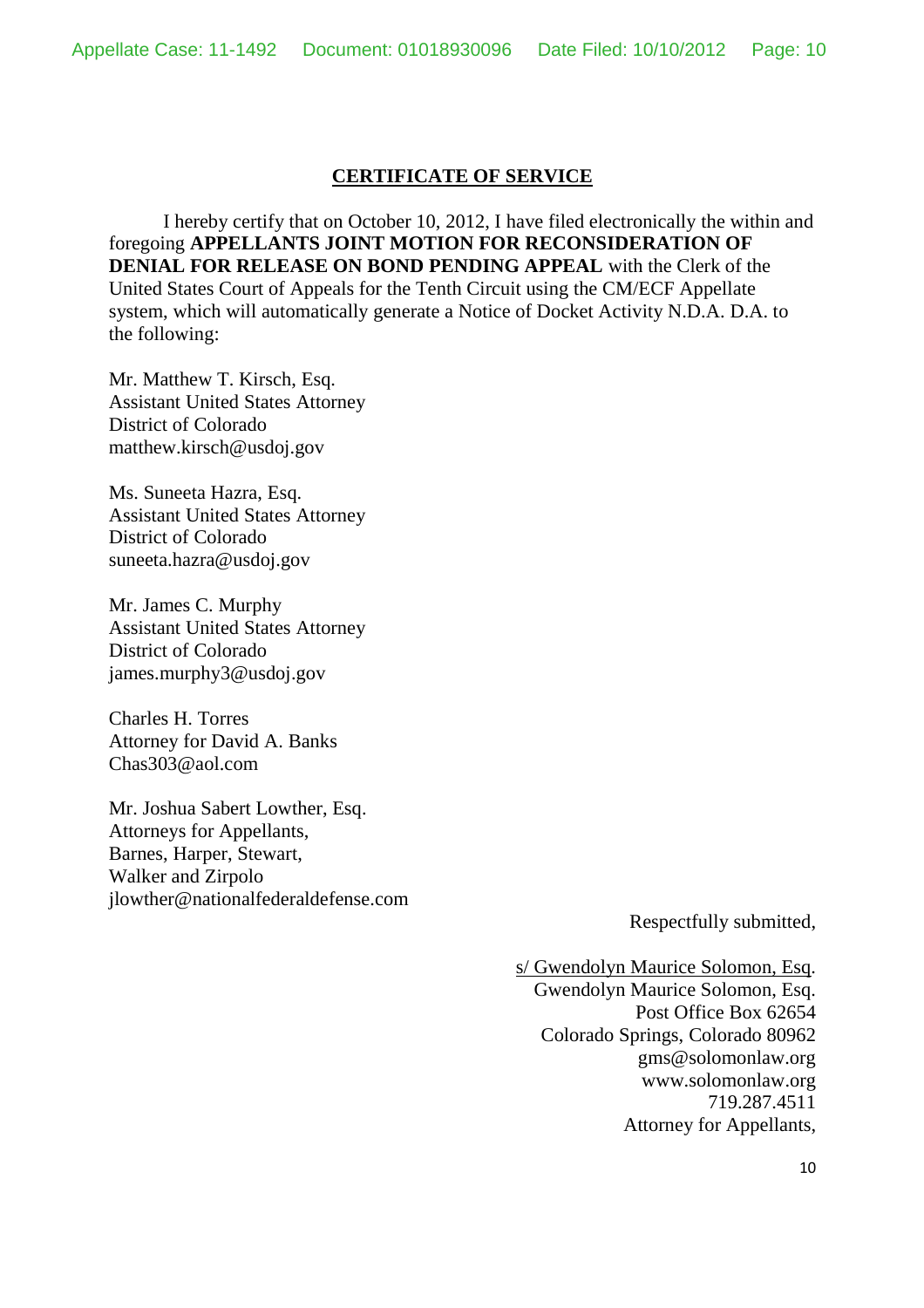## CERTIFICATE OF SERVICE

I hereby certify that on October 10, 2012, I have filed electronically the within and foregoing **APPELLANTS JOINT MOTION FOR RECONSIDERATION OF DENIAL FOR RELEASE ON BOND PENDING APPEAL** with the Clerk of the United States Court of Appeals for the Tenth Circuit using the CM/ECF Appellate system, which will automatically generate a Notice of Docket Activity N.D.A. D.A. to the following:

Mr. Matthew T. Kirsch, Esq.
Assistant United States Attorney
District of Colorado
matthew.kirsch@usdoj.gov

Ms. Suneeta Hazra, Esq.
Assistant United States Attorney
District of Colorado
suneeta.hazra@usdoj.gov

Mr. James C. Murphy
Assistant United States Attorney
District of Colorado
james.murphy3@usdoj.gov

Charles H. Torres
Attorney for David A. Banks
Chas303@aol.com

Mr. Joshua Sabert Lowther, Esq.
Attorneys for Appellants,
Barnes, Harper, Stewart,
Walker and Zirpolo
jlowther@nationalfederaldefense.com

Respectfully submitted,

s/ Gwendolyn Maurice Solomon, Esq.
Gwendolyn Maurice Solomon, Esq.
Post Office Box 62654
Colorado Springs, Colorado 80962
gms@solomonlaw.org
www.solomonlaw.org
719.287.4511
Attorney for Appellants,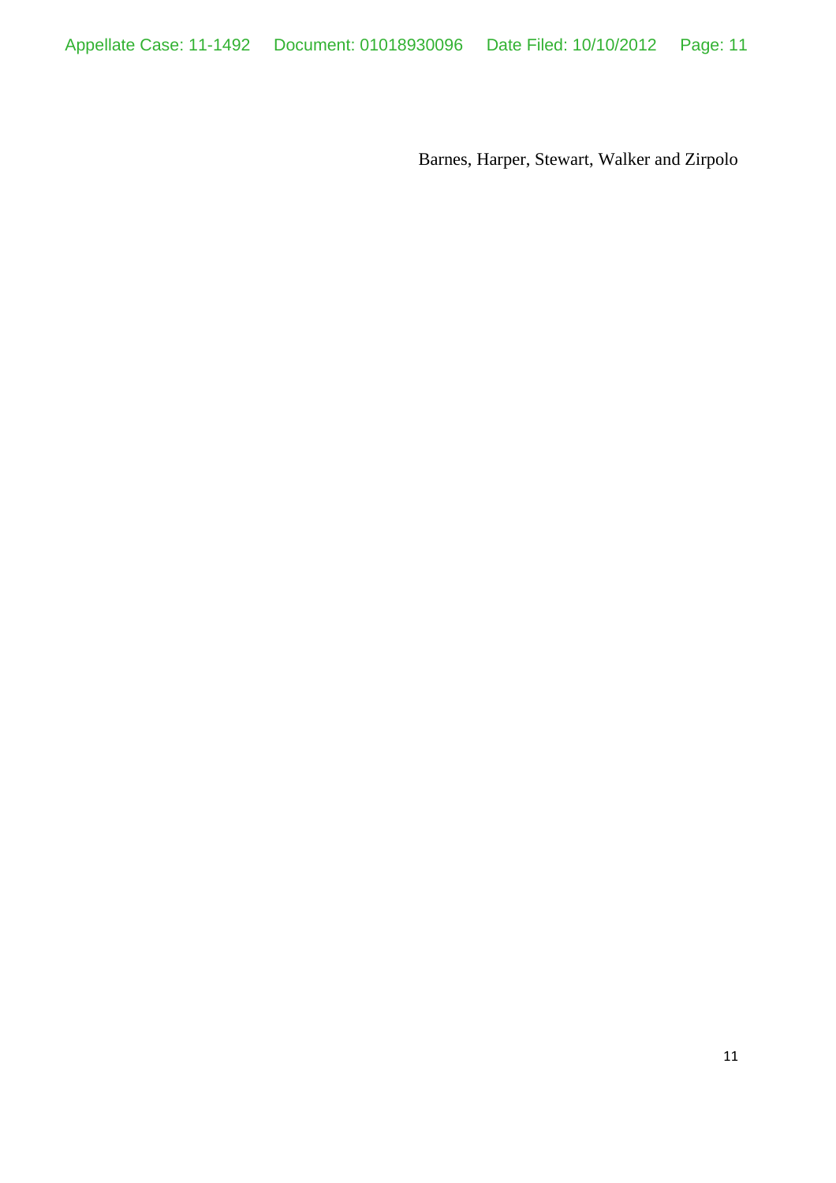Barnes, Harper, Stewart, Walker and Zirpolo